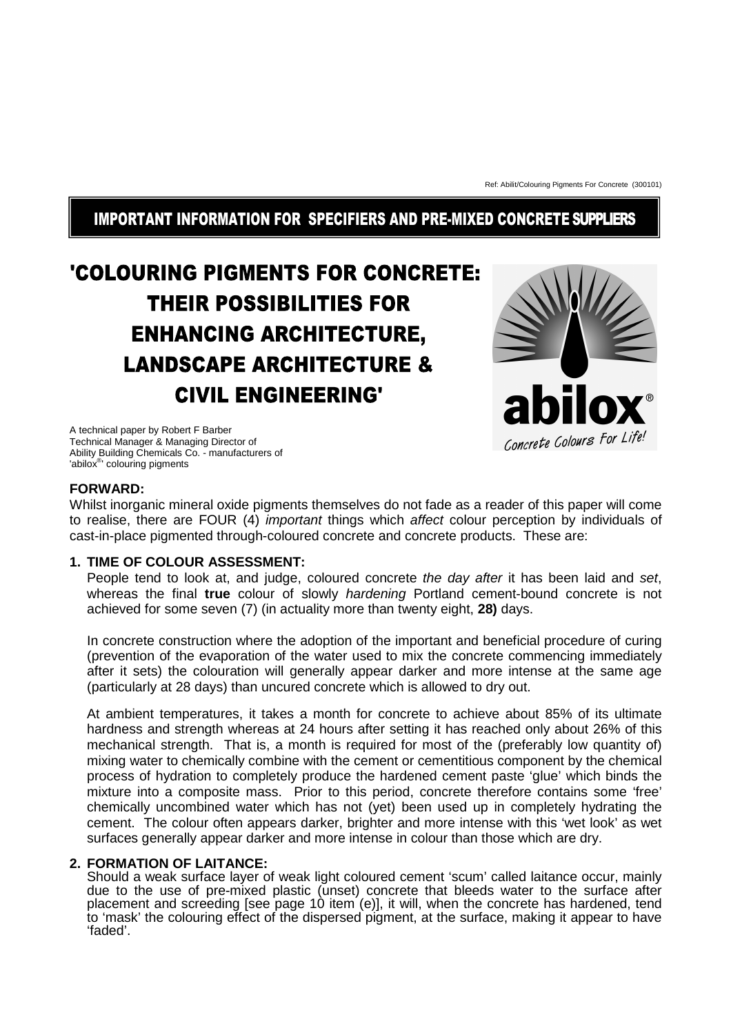Ref: Abilit/Colouring Pigments For Concrete (300101)

**IMPORTANT INFORMATION FOR SPECIFIERS AND PRE-MIXED CONCRETE SUPPLIERS**

# 'COLOURING PIGMENTS FOR CONCRETE: THEIR POSSIBILITIES FOR ENHANCING ARCHITECTURE, LANDSCAPE ARCHITECTURE & CIVIL ENGINEERING'

abilox®
Concrete Colours For Life!

A technical paper by Robert F Barber
Technical Manager & Managing Director of
Ability Building Chemicals Co. - manufacturers of
'abilox®' colouring pigments

## FORWARD:

Whilst inorganic mineral oxide pigments themselves do not fade as a reader of this paper will come to realise, there are FOUR (4) *important* things which *affect* colour perception by individuals of cast-in-place pigmented through-coloured concrete and concrete products. These are:

**1. TIME OF COLOUR ASSESSMENT:**

People tend to look at, and judge, coloured concrete *the day after* it has been laid and *set*, whereas the final **true** colour of slowly *hardening* Portland cement-bound concrete is not achieved for some seven (7) (in actuality more than twenty eight, **28)** days.

In concrete construction where the adoption of the important and beneficial procedure of curing (prevention of the evaporation of the water used to mix the concrete commencing immediately after it sets) the colouration will generally appear darker and more intense at the same age (particularly at 28 days) than uncured concrete which is allowed to dry out.

At ambient temperatures, it takes a month for concrete to achieve about 85% of its ultimate hardness and strength whereas at 24 hours after setting it has reached only about 26% of this mechanical strength. That is, a month is required for most of the (preferably low quantity of) mixing water to chemically combine with the cement or cementitious component by the chemical process of hydration to completely produce the hardened cement paste 'glue' which binds the mixture into a composite mass. Prior to this period, concrete therefore contains some 'free' chemically uncombined water which has not (yet) been used up in completely hydrating the cement. The colour often appears darker, brighter and more intense with this 'wet look' as wet surfaces generally appear darker and more intense in colour than those which are dry.

**2. FORMATION OF LAITANCE:**

Should a weak surface layer of weak light coloured cement 'scum' called laitance occur, mainly due to the use of pre-mixed plastic (unset) concrete that bleeds water to the surface after placement and screeding [see page 10 item (e)], it will, when the concrete has hardened, tend to 'mask' the colouring effect of the dispersed pigment, at the surface, making it appear to have 'faded'.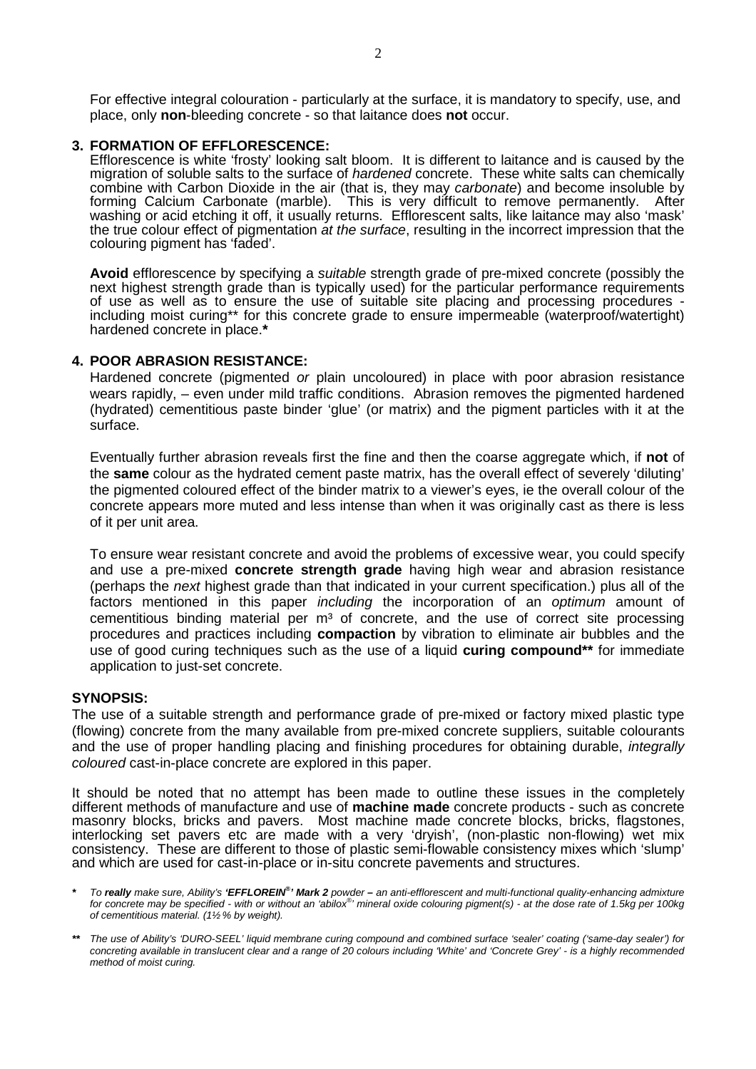For effective integral colouration - particularly at the surface, it is mandatory to specify, use, and place, only **non**-bleeding concrete - so that laitance does **not** occur.

### 3. FORMATION OF EFFLORESCENCE:

Efflorescence is white 'frosty' looking salt bloom. It is different to laitance and is caused by the migration of soluble salts to the surface of *hardened* concrete. These white salts can chemically combine with Carbon Dioxide in the air (that is, they may *carbonate*) and become insoluble by forming Calcium Carbonate (marble). This is very difficult to remove permanently. After washing or acid etching it off, it usually returns. Efflorescent salts, like laitance may also 'mask' the true colour effect of pigmentation *at the surface*, resulting in the incorrect impression that the colouring pigment has 'faded'.

**Avoid** efflorescence by specifying a *suitable* strength grade of pre-mixed concrete (possibly the next highest strength grade than is typically used) for the particular performance requirements of use as well as to ensure the use of suitable site placing and processing procedures - including moist curing** for this concrete grade to ensure impermeable (waterproof/watertight) hardened concrete in place.*

### 4. POOR ABRASION RESISTANCE:

Hardened concrete (pigmented *or* plain uncoloured) in place with poor abrasion resistance wears rapidly, – even under mild traffic conditions. Abrasion removes the pigmented hardened (hydrated) cementitious paste binder 'glue' (or matrix) and the pigment particles with it at the surface.

Eventually further abrasion reveals first the fine and then the coarse aggregate which, if **not** of the **same** colour as the hydrated cement paste matrix, has the overall effect of severely 'diluting' the pigmented coloured effect of the binder matrix to a viewer's eyes, ie the overall colour of the concrete appears more muted and less intense than when it was originally cast as there is less of it per unit area.

To ensure wear resistant concrete and avoid the problems of excessive wear, you could specify and use a pre-mixed **concrete strength grade** having high wear and abrasion resistance (perhaps the *next* highest grade than that indicated in your current specification.) plus all of the factors mentioned in this paper *including* the incorporation of an *optimum* amount of cementitious binding material per $m^3$ of concrete, and the use of correct site processing procedures and practices including **compaction** by vibration to eliminate air bubbles and the use of good curing techniques such as the use of a liquid **curing compound**** for immediate application to just-set concrete.

## SYNOPSIS:

The use of a suitable strength and performance grade of pre-mixed or factory mixed plastic type (flowing) concrete from the many available from pre-mixed concrete suppliers, suitable colourants and the use of proper handling placing and finishing procedures for obtaining durable, *integrally coloured* cast-in-place concrete are explored in this paper.

It should be noted that no attempt has been made to outline these issues in the completely different methods of manufacture and use of **machine made** concrete products - such as concrete masonry blocks, bricks and pavers. Most machine made concrete blocks, bricks, flagstones, interlocking set pavers etc are made with a very 'dryish', (non-plastic non-flowing) wet mix consistency. These are different to those of plastic semi-flowable consistency mixes which 'slump' and which are used for cast-in-place or in-situ concrete pavements and structures.

\* *To **really** make sure, Ability's **'EFFLOREIN®' Mark 2** powder – an anti-efflorescent and multi-functional quality-enhancing admixture for concrete may be specified - with or without an 'abilox®' mineral oxide colouring pigment(s) - at the dose rate of 1.5kg per 100kg of cementitious material. (1½ % by weight).*

\*\* *The use of Ability's 'DURO-SEEL' liquid membrane curing compound and combined surface 'sealer' coating ('same-day sealer') for concreting available in translucent clear and a range of 20 colours including 'White' and 'Concrete Grey' - is a highly recommended method of moist curing.*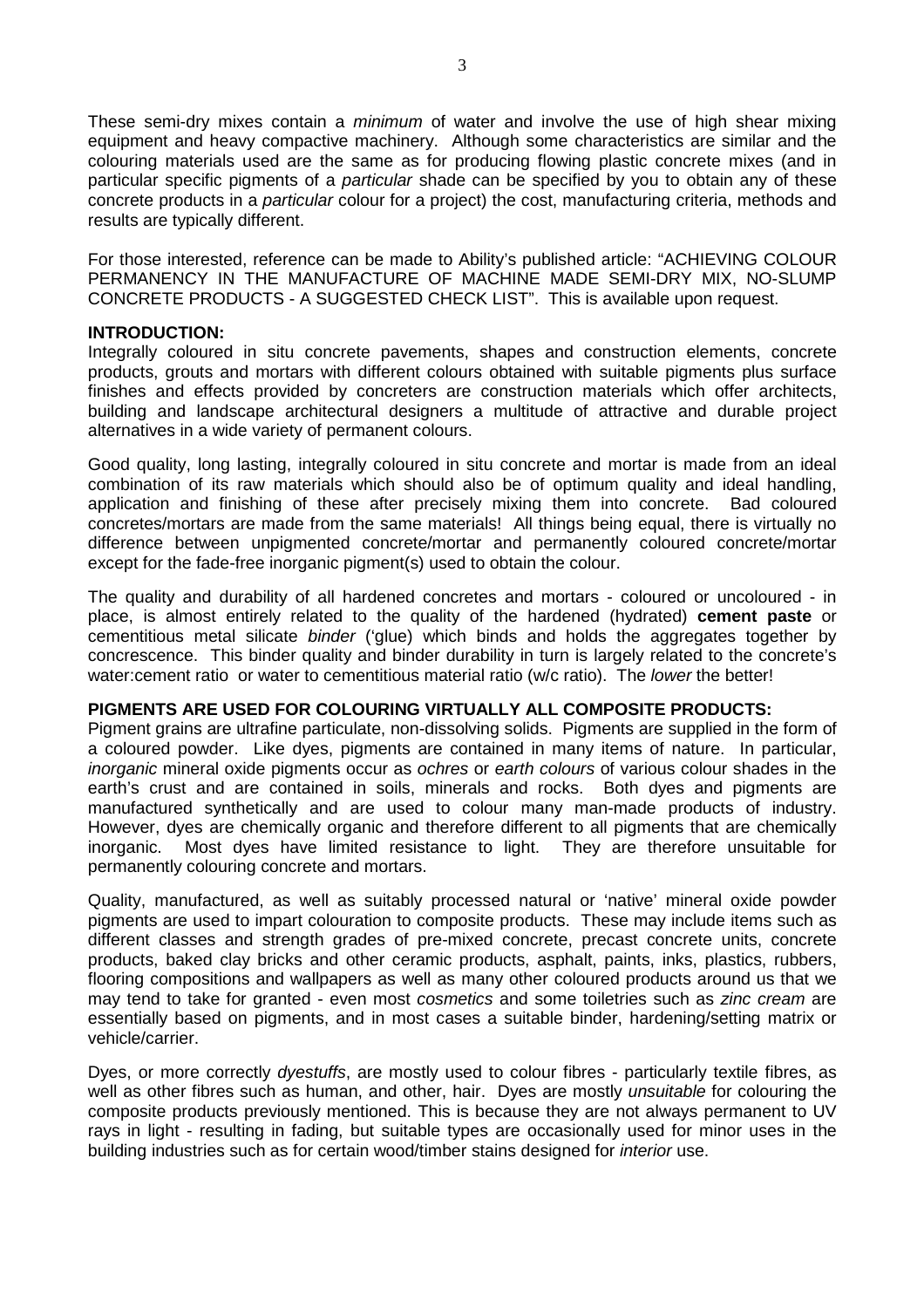These semi-dry mixes contain a *minimum* of water and involve the use of high shear mixing equipment and heavy compactive machinery. Although some characteristics are similar and the colouring materials used are the same as for producing flowing plastic concrete mixes (and in particular specific pigments of a *particular* shade can be specified by you to obtain any of these concrete products in a *particular* colour for a project) the cost, manufacturing criteria, methods and results are typically different.

For those interested, reference can be made to Ability's published article: "ACHIEVING COLOUR PERMANENCY IN THE MANUFACTURE OF MACHINE MADE SEMI-DRY MIX, NO-SLUMP CONCRETE PRODUCTS - A SUGGESTED CHECK LIST". This is available upon request.

**INTRODUCTION:**

Integrally coloured in situ concrete pavements, shapes and construction elements, concrete products, grouts and mortars with different colours obtained with suitable pigments plus surface finishes and effects provided by concreters are construction materials which offer architects, building and landscape architectural designers a multitude of attractive and durable project alternatives in a wide variety of permanent colours.

Good quality, long lasting, integrally coloured in situ concrete and mortar is made from an ideal combination of its raw materials which should also be of optimum quality and ideal handling, application and finishing of these after precisely mixing them into concrete. Bad coloured concretes/mortars are made from the same materials! All things being equal, there is virtually no difference between unpigmented concrete/mortar and permanently coloured concrete/mortar except for the fade-free inorganic pigment(s) used to obtain the colour.

The quality and durability of all hardened concretes and mortars - coloured or uncoloured - in place, is almost entirely related to the quality of the hardened (hydrated) **cement paste** or cementitious metal silicate *binder* ('glue) which binds and holds the aggregates together by concrescence. This binder quality and binder durability in turn is largely related to the concrete's water:cement ratio or water to cementitious material ratio (w/c ratio). The *lower* the better!

**PIGMENTS ARE USED FOR COLOURING VIRTUALLY ALL COMPOSITE PRODUCTS:**

Pigment grains are ultrafine particulate, non-dissolving solids. Pigments are supplied in the form of a coloured powder. Like dyes, pigments are contained in many items of nature. In particular, *inorganic* mineral oxide pigments occur as *ochres* or *earth colours* of various colour shades in the earth's crust and are contained in soils, minerals and rocks. Both dyes and pigments are manufactured synthetically and are used to colour many man-made products of industry. However, dyes are chemically organic and therefore different to all pigments that are chemically inorganic. Most dyes have limited resistance to light. They are therefore unsuitable for permanently colouring concrete and mortars.

Quality, manufactured, as well as suitably processed natural or 'native' mineral oxide powder pigments are used to impart colouration to composite products. These may include items such as different classes and strength grades of pre-mixed concrete, precast concrete units, concrete products, baked clay bricks and other ceramic products, asphalt, paints, inks, plastics, rubbers, flooring compositions and wallpapers as well as many other coloured products around us that we may tend to take for granted - even most *cosmetics* and some toiletries such as *zinc cream* are essentially based on pigments, and in most cases a suitable binder, hardening/setting matrix or vehicle/carrier.

Dyes, or more correctly *dyestuffs*, are mostly used to colour fibres - particularly textile fibres, as well as other fibres such as human, and other, hair. Dyes are mostly *unsuitable* for colouring the composite products previously mentioned. This is because they are not always permanent to UV rays in light - resulting in fading, but suitable types are occasionally used for minor uses in the building industries such as for certain wood/timber stains designed for *interior* use.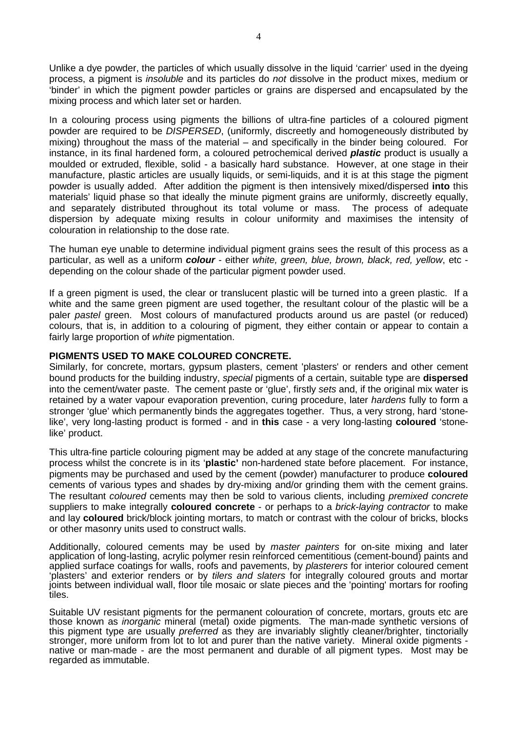Unlike a dye powder, the particles of which usually dissolve in the liquid 'carrier' used in the dyeing process, a pigment is *insoluble* and its particles do *not* dissolve in the product mixes, medium or 'binder' in which the pigment powder particles or grains are dispersed and encapsulated by the mixing process and which later set or harden.

In a colouring process using pigments the billions of ultra-fine particles of a coloured pigment powder are required to be *DISPERSED*, (uniformly, discreetly and homogeneously distributed by mixing) throughout the mass of the material – and specifically in the binder being coloured. For instance, in its final hardened form, a coloured petrochemical derived ***plastic*** product is usually a moulded or extruded, flexible, solid - a basically hard substance. However, at one stage in their manufacture, plastic articles are usually liquids, or semi-liquids, and it is at this stage the pigment powder is usually added. After addition the pigment is then intensively mixed/dispersed **into** this materials' liquid phase so that ideally the minute pigment grains are uniformly, discreetly equally, and separately distributed throughout its total volume or mass. The process of adequate dispersion by adequate mixing results in colour uniformity and maximises the intensity of colouration in relationship to the dose rate.

The human eye unable to determine individual pigment grains sees the result of this process as a particular, as well as a uniform ***colour*** - either *white, green, blue, brown, black, red, yellow*, etc - depending on the colour shade of the particular pigment powder used.

If a green pigment is used, the clear or translucent plastic will be turned into a green plastic. If a white and the same green pigment are used together, the resultant colour of the plastic will be a paler *pastel* green. Most colours of manufactured products around us are pastel (or reduced) colours, that is, in addition to a colouring of pigment, they either contain or appear to contain a fairly large proportion of *white* pigmentation.

**PIGMENTS USED TO MAKE COLOURED CONCRETE.**

Similarly, for concrete, mortars, gypsum plasters, cement 'plasters' or renders and other cement bound products for the building industry, *special* pigments of a certain, suitable type are **dispersed** into the cement/water paste. The cement paste or 'glue', firstly *sets* and, if the original mix water is retained by a water vapour evaporation prevention, curing procedure, later *hardens* fully to form a stronger 'glue' which permanently binds the aggregates together. Thus, a very strong, hard 'stone-like', very long-lasting product is formed - and in **this** case - a very long-lasting **coloured** 'stone-like' product.

This ultra-fine particle colouring pigment may be added at any stage of the concrete manufacturing process whilst the concrete is in its '**plastic'** non-hardened state before placement. For instance, pigments may be purchased and used by the cement (powder) manufacturer to produce **coloured** cements of various types and shades by dry-mixing and/or grinding them with the cement grains. The resultant *coloured* cements may then be sold to various clients, including *premixed concrete* suppliers to make integrally **coloured concrete** - or perhaps to a *brick-laying contractor* to make and lay **coloured** brick/block jointing mortars, to match or contrast with the colour of bricks, blocks or other masonry units used to construct walls.

Additionally, coloured cements may be used by *master painters* for on-site mixing and later application of long-lasting, acrylic polymer resin reinforced cementitious (cement-bound) paints and applied surface coatings for walls, roofs and pavements, by *plasterers* for interior coloured cement 'plasters' and exterior renders or by *tilers and slaters* for integrally coloured grouts and mortar joints between individual wall, floor tile mosaic or slate pieces and the 'pointing' mortars for roofing tiles.

Suitable UV resistant pigments for the permanent colouration of concrete, mortars, grouts etc are those known as *inorganic* mineral (metal) oxide pigments. The man-made synthetic versions of this pigment type are usually *preferred* as they are invariably slightly cleaner/brighter, tinctorially stronger, more uniform from lot to lot and purer than the native variety. Mineral oxide pigments - native or man-made - are the most permanent and durable of all pigment types. Most may be regarded as immutable.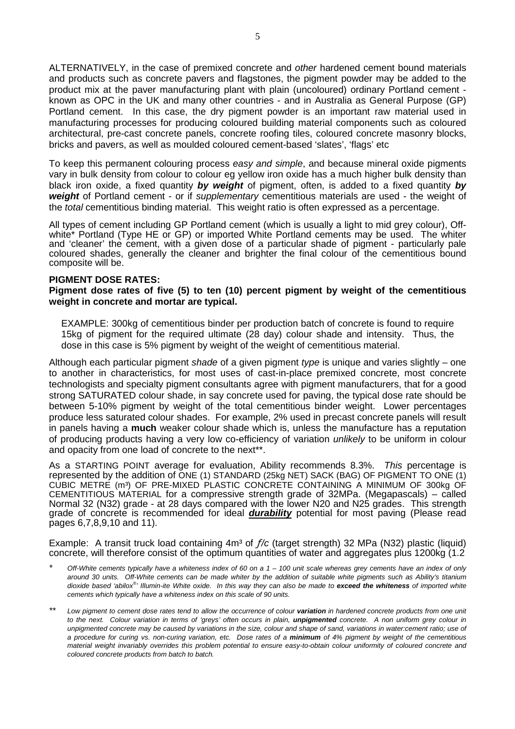ALTERNATIVELY, in the case of premixed concrete and *other* hardened cement bound materials and products such as concrete pavers and flagstones, the pigment powder may be added to the product mix at the paver manufacturing plant with plain (uncoloured) ordinary Portland cement - known as OPC in the UK and many other countries - and in Australia as General Purpose (GP) Portland cement. In this case, the dry pigment powder is an important raw material used in manufacturing processes for producing coloured building material components such as coloured architectural, pre-cast concrete panels, concrete roofing tiles, coloured concrete masonry blocks, bricks and pavers, as well as moulded coloured cement-based 'slates', 'flags' etc

To keep this permanent colouring process *easy and simple*, and because mineral oxide pigments vary in bulk density from colour to colour eg yellow iron oxide has a much higher bulk density than black iron oxide, a fixed quantity ***by weight*** of pigment, often, is added to a fixed quantity ***by weight*** of Portland cement - or if *supplementary* cementitious materials are used - the weight of the *total* cementitious binding material. This weight ratio is often expressed as a percentage.

All types of cement including GP Portland cement (which is usually a light to mid grey colour), Off-white* Portland (Type HE or GP) or imported White Portland cements may be used. The whiter and 'cleaner' the cement, with a given dose of a particular shade of pigment - particularly pale coloured shades, generally the cleaner and brighter the final colour of the cementitious bound composite will be.

**PIGMENT DOSE RATES:**

**Pigment dose rates of five (5) to ten (10) percent pigment by weight of the cementitious weight in concrete and mortar are typical.**

> EXAMPLE: 300kg of cementitious binder per production batch of concrete is found to require 15kg of pigment for the required ultimate (28 day) colour shade and intensity. Thus, the dose in this case is 5% pigment by weight of the weight of cementitious material.

Although each particular pigment *shade* of a given pigment *type* is unique and varies slightly – one to another in characteristics, for most uses of cast-in-place premixed concrete, most concrete technologists and specialty pigment consultants agree with pigment manufacturers, that for a good strong SATURATED colour shade, in say concrete used for paving, the typical dose rate should be between 5-10% pigment by weight of the total cementitious binder weight. Lower percentages produce less saturated colour shades. For example, 2% used in precast concrete panels will result in panels having a **much** weaker colour shade which is, unless the manufacture has a reputation of producing products having a very low co-efficiency of variation *unlikely* to be uniform in colour and opacity from one load of concrete to the next**.

As a STARTING POINT average for evaluation, Ability recommends 8.3%. *This* percentage is represented by the addition of ONE (1) STANDARD (25kg NET) SACK (BAG) OF PIGMENT TO ONE (1) CUBIC METRE ($m^3$) OF PRE-MIXED PLASTIC CONCRETE CONTAINING A MINIMUM OF 300kg OF CEMENTITIOUS MATERIAL for a compressive strength grade of 32MPa. (Megapascals) – called Normal 32 (N32) grade - at 28 days compared with the lower N20 and N25 grades. This strength grade of concrete is recommended for ideal ***durability*** potential for most paving (Please read pages 6,7,8,9,10 and 11).

Example: A transit truck load containing 4$m^3$ of *ƒ/c* (target strength) 32 MPa (N32) plastic (liquid) concrete, will therefore consist of the optimum quantities of water and aggregates plus 1200kg (1.2

\* *Off-White cements typically have a whiteness index of 60 on a 1 – 100 unit scale whereas grey cements have an index of only around 30 units. Off-White cements can be made whiter by the addition of suitable white pigments such as Ability's titanium dioxide based 'abilox®' Illumin-ite White oxide. In this way they can also be made to* ***exceed the whiteness*** *of imported white cements which typically have a whiteness index on this scale of 90 units.*

\*\* *Low pigment to cement dose rates tend to allow the occurrence of colour* ***variation*** *in hardened concrete products from one unit to the next. Colour variation in terms of 'greys' often occurs in plain,* ***unpigmented*** *concrete. A non uniform grey colour in unpigmented concrete may be caused by variations in the size, colour and shape of sand, variations in water:cement ratio; use of a procedure for curing vs. non-curing variation, etc. Dose rates of a* ***minimum*** *of 4% pigment by weight of the cementitious material weight invariably overrides this problem potential to ensure easy-to-obtain colour uniformity of coloured concrete and coloured concrete products from batch to batch.*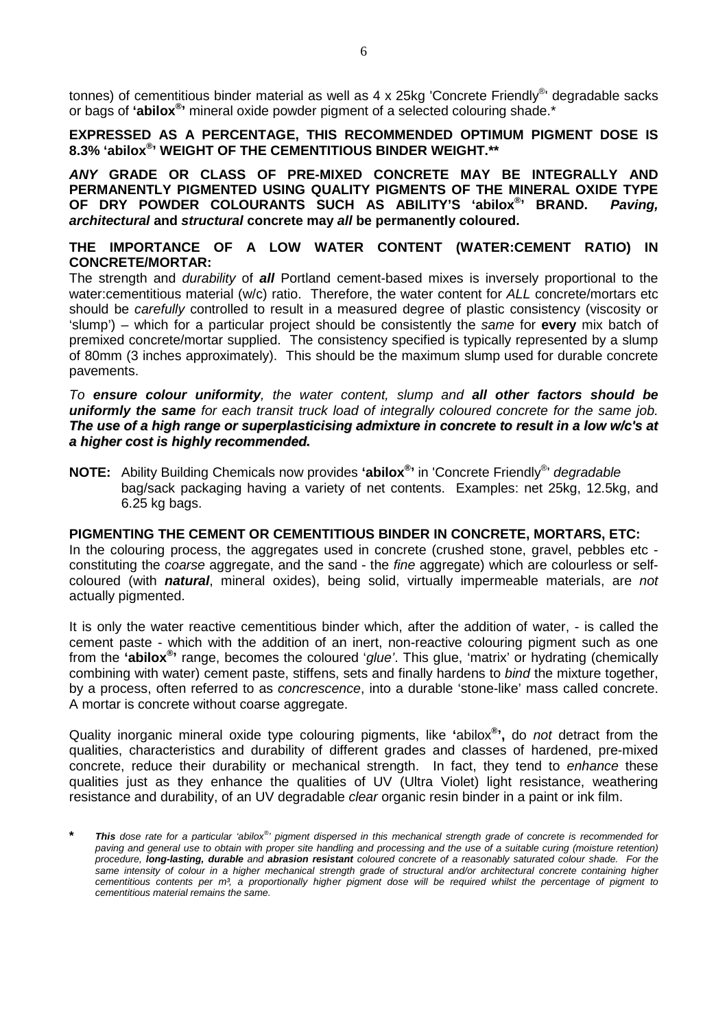tonnes) of cementitious binder material as well as 4 x 25kg 'Concrete Friendly®' degradable sacks or bags of **'abilox®'** mineral oxide powder pigment of a selected colouring shade.*

**EXPRESSED AS A PERCENTAGE, THIS RECOMMENDED OPTIMUM PIGMENT DOSE IS 8.3% 'abilox®' WEIGHT OF THE CEMENTITIOUS BINDER WEIGHT.****

***ANY* GRADE OR CLASS OF PRE-MIXED CONCRETE MAY BE INTEGRALLY AND PERMANENTLY PIGMENTED USING QUALITY PIGMENTS OF THE MINERAL OXIDE TYPE OF DRY POWDER COLOURANTS SUCH AS ABILITY'S 'abilox®' BRAND. *Paving, architectural* and *structural* concrete may *all* be permanently coloured.**

**THE IMPORTANCE OF A LOW WATER CONTENT (WATER:CEMENT RATIO) IN CONCRETE/MORTAR:**

The strength and *durability* of ***all*** Portland cement-based mixes is inversely proportional to the water:cementitious material (w/c) ratio. Therefore, the water content for *ALL* concrete/mortars etc should be *carefully* controlled to result in a measured degree of plastic consistency (viscosity or 'slump') – which for a particular project should be consistently the *same* for **every** mix batch of premixed concrete/mortar supplied. The consistency specified is typically represented by a slump of 80mm (3 inches approximately). This should be the maximum slump used for durable concrete pavements.

*To **ensure colour uniformity**, the water content, slump and **all other factors should be uniformly the same** for each transit truck load of integrally coloured concrete for the same job.* ***The use of a high range or superplasticising admixture in concrete to result in a low w/c's at a higher cost is highly recommended.***

**NOTE:** Ability Building Chemicals now provides **'abilox®'** in 'Concrete Friendly®' *degradable* bag/sack packaging having a variety of net contents. Examples: net 25kg, 12.5kg, and 6.25 kg bags.

**PIGMENTING THE CEMENT OR CEMENTITIOUS BINDER IN CONCRETE, MORTARS, ETC:**

In the colouring process, the aggregates used in concrete (crushed stone, gravel, pebbles etc - constituting the *coarse* aggregate, and the sand - the *fine* aggregate) which are colourless or self-coloured (with ***natural***, mineral oxides), being solid, virtually impermeable materials, are *not* actually pigmented.

It is only the water reactive cementitious binder which, after the addition of water, - is called the cement paste - which with the addition of an inert, non-reactive colouring pigment such as one from the **'abilox®'** range, becomes the coloured '*glue'*. This glue, 'matrix' or hydrating (chemically combining with water) cement paste, stiffens, sets and finally hardens to *bind* the mixture together, by a process, often referred to as *concrescence*, into a durable 'stone-like' mass called concrete. A mortar is concrete without coarse aggregate.

Quality inorganic mineral oxide type colouring pigments, like **'**abilox**®',** do *not* detract from the qualities, characteristics and durability of different grades and classes of hardened, pre-mixed concrete, reduce their durability or mechanical strength. In fact, they tend to *enhance* these qualities just as they enhance the qualities of UV (Ultra Violet) light resistance, weathering resistance and durability, of an UV degradable *clear* organic resin binder in a paint or ink film.

\* *__This__ dose rate for a particular 'abilox®' pigment dispersed in this mechanical strength grade of concrete is recommended for paving and general use to obtain with proper site handling and processing and the use of a suitable curing (moisture retention) procedure, __long-lasting, durable__ and __abrasion resistant__ coloured concrete of a reasonably saturated colour shade. For the same intensity of colour in a higher mechanical strength grade of structural and/or architectural concrete containing higher cementitious contents per m³, a proportionally higher pigment dose will be required whilst the percentage of pigment to cementitious material remains the same.*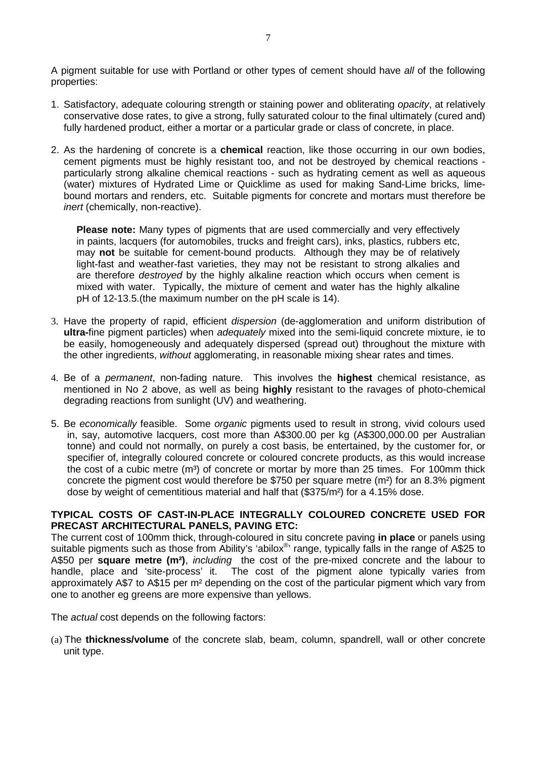A pigment suitable for use with Portland or other types of cement should have *all* of the following properties:

1. Satisfactory, adequate colouring strength or staining power and obliterating *opacity*, at relatively conservative dose rates, to give a strong, fully saturated colour to the final ultimately (cured and) fully hardened product, either a mortar or a particular grade or class of concrete, in place.

2. As the hardening of concrete is a **chemical** reaction, like those occurring in our own bodies, cement pigments must be highly resistant too, and not be destroyed by chemical reactions - particularly strong alkaline chemical reactions - such as hydrating cement as well as aqueous (water) mixtures of Hydrated Lime or Quicklime as used for making Sand-Lime bricks, lime-bound mortars and renders, etc. Suitable pigments for concrete and mortars must therefore be *inert* (chemically, non-reactive).

   **Please note:** Many types of pigments that are used commercially and very effectively in paints, lacquers (for automobiles, trucks and freight cars), inks, plastics, rubbers etc, may **not** be suitable for cement-bound products. Although they may be of relatively light-fast and weather-fast varieties, they may not be resistant to strong alkalies and are therefore *destroyed* by the highly alkaline reaction which occurs when cement is mixed with water. Typically, the mixture of cement and water has the highly alkaline pH of 12-13.5.(the maximum number on the pH scale is 14).

3. Have the property of rapid, efficient *dispersion* (de-agglomeration and uniform distribution of **ultra-**fine pigment particles) when *adequately* mixed into the semi-liquid concrete mixture, ie to be easily, homogeneously and adequately dispersed (spread out) throughout the mixture with the other ingredients, *without* agglomerating, in reasonable mixing shear rates and times.

4. Be of a *permanent*, non-fading nature. This involves the **highest** chemical resistance, as mentioned in No 2 above, as well as being **highly** resistant to the ravages of photo-chemical degrading reactions from sunlight (UV) and weathering.

5. Be *economically* feasible. Some *organic* pigments used to result in strong, vivid colours used in, say, automotive lacquers, cost more than A$300.00 per kg (A$300,000.00 per Australian tonne) and could not normally, on purely a cost basis, be entertained, by the customer for, or specifier of, integrally coloured concrete or coloured concrete products, as this would increase the cost of a cubic metre ($m^3$) of concrete or mortar by more than 25 times. For 100mm thick concrete the pigment cost would therefore be $750 per square metre ($m^2$) for an 8.3% pigment dose by weight of cementitious material and half that ($375/$m^2$) for a 4.15% dose.

**TYPICAL COSTS OF CAST-IN-PLACE INTEGRALLY COLOURED CONCRETE USED FOR PRECAST ARCHITECTURAL PANELS, PAVING ETC:**

The current cost of 100mm thick, through-coloured in situ concrete paving **in place** or panels using suitable pigments such as those from Ability's 'abilox®' range, typically falls in the range of A$25 to A$50 per **square metre ($m^2$)**, *including* the cost of the pre-mixed concrete and the labour to handle, place and 'site-process' it. The cost of the pigment alone typically varies from approximately A$7 to A$15 per $m^2$ depending on the cost of the particular pigment which vary from one to another eg greens are more expensive than yellows.

The *actual* cost depends on the following factors:

(a) The **thickness/volume** of the concrete slab, beam, column, spandrell, wall or other concrete unit type.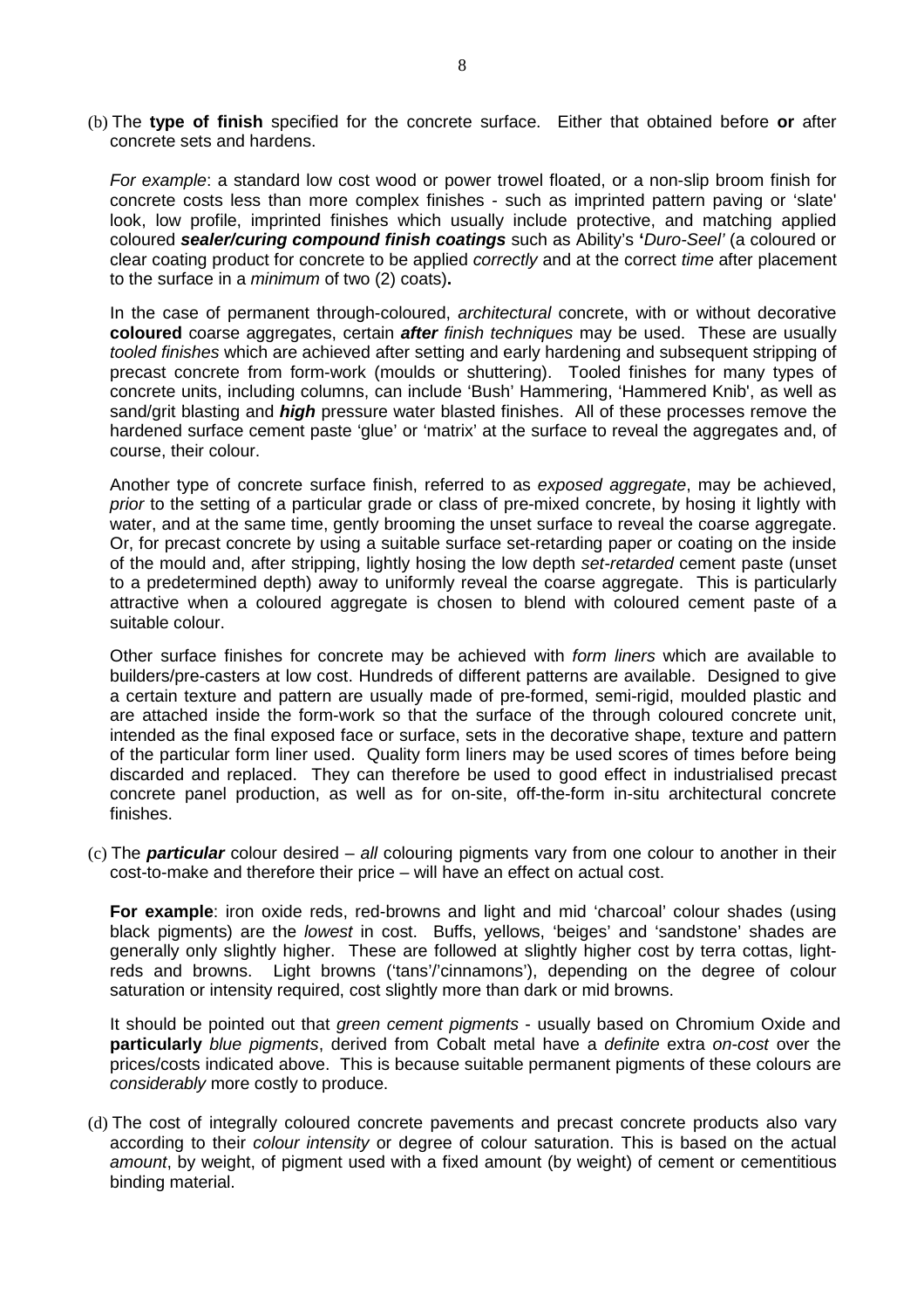(b) The **type of finish** specified for the concrete surface. Either that obtained before **or** after concrete sets and hardens.

*For example*: a standard low cost wood or power trowel floated, or a non-slip broom finish for concrete costs less than more complex finishes - such as imprinted pattern paving or 'slate' look, low profile, imprinted finishes which usually include protective, and matching applied coloured ***sealer/curing compound finish coatings*** such as Ability's **'***Duro-Seel'* (a coloured or clear coating product for concrete to be applied *correctly* and at the correct *time* after placement to the surface in a *minimum* of two (2) coats)**.**

In the case of permanent through-coloured, *architectural* concrete, with or without decorative **coloured** coarse aggregates, certain ***after*** *finish techniques* may be used. These are usually *tooled finishes* which are achieved after setting and early hardening and subsequent stripping of precast concrete from form-work (moulds or shuttering). Tooled finishes for many types of concrete units, including columns, can include 'Bush' Hammering, 'Hammered Knib', as well as sand/grit blasting and ***high*** pressure water blasted finishes. All of these processes remove the hardened surface cement paste 'glue' or 'matrix' at the surface to reveal the aggregates and, of course, their colour.

Another type of concrete surface finish, referred to as *exposed aggregate*, may be achieved, *prior* to the setting of a particular grade or class of pre-mixed concrete, by hosing it lightly with water, and at the same time, gently brooming the unset surface to reveal the coarse aggregate. Or, for precast concrete by using a suitable surface set-retarding paper or coating on the inside of the mould and, after stripping, lightly hosing the low depth *set-retarded* cement paste (unset to a predetermined depth) away to uniformly reveal the coarse aggregate. This is particularly attractive when a coloured aggregate is chosen to blend with coloured cement paste of a suitable colour.

Other surface finishes for concrete may be achieved with *form liners* which are available to builders/pre-casters at low cost. Hundreds of different patterns are available. Designed to give a certain texture and pattern are usually made of pre-formed, semi-rigid, moulded plastic and are attached inside the form-work so that the surface of the through coloured concrete unit, intended as the final exposed face or surface, sets in the decorative shape, texture and pattern of the particular form liner used. Quality form liners may be used scores of times before being discarded and replaced. They can therefore be used to good effect in industrialised precast concrete panel production, as well as for on-site, off-the-form in-situ architectural concrete finishes.

(c) The ***particular*** colour desired – *all* colouring pigments vary from one colour to another in their cost-to-make and therefore their price – will have an effect on actual cost.

**For example**: iron oxide reds, red-browns and light and mid 'charcoal' colour shades (using black pigments) are the *lowest* in cost. Buffs, yellows, 'beiges' and 'sandstone' shades are generally only slightly higher. These are followed at slightly higher cost by terra cottas, light-reds and browns. Light browns ('tans'/'cinnamons'), depending on the degree of colour saturation or intensity required, cost slightly more than dark or mid browns.

It should be pointed out that *green cement pigments* - usually based on Chromium Oxide and **particularly** *blue pigments*, derived from Cobalt metal have a *definite* extra *on-cost* over the prices/costs indicated above. This is because suitable permanent pigments of these colours are *considerably* more costly to produce.

(d) The cost of integrally coloured concrete pavements and precast concrete products also vary according to their *colour intensity* or degree of colour saturation. This is based on the actual *amount*, by weight, of pigment used with a fixed amount (by weight) of cement or cementitious binding material.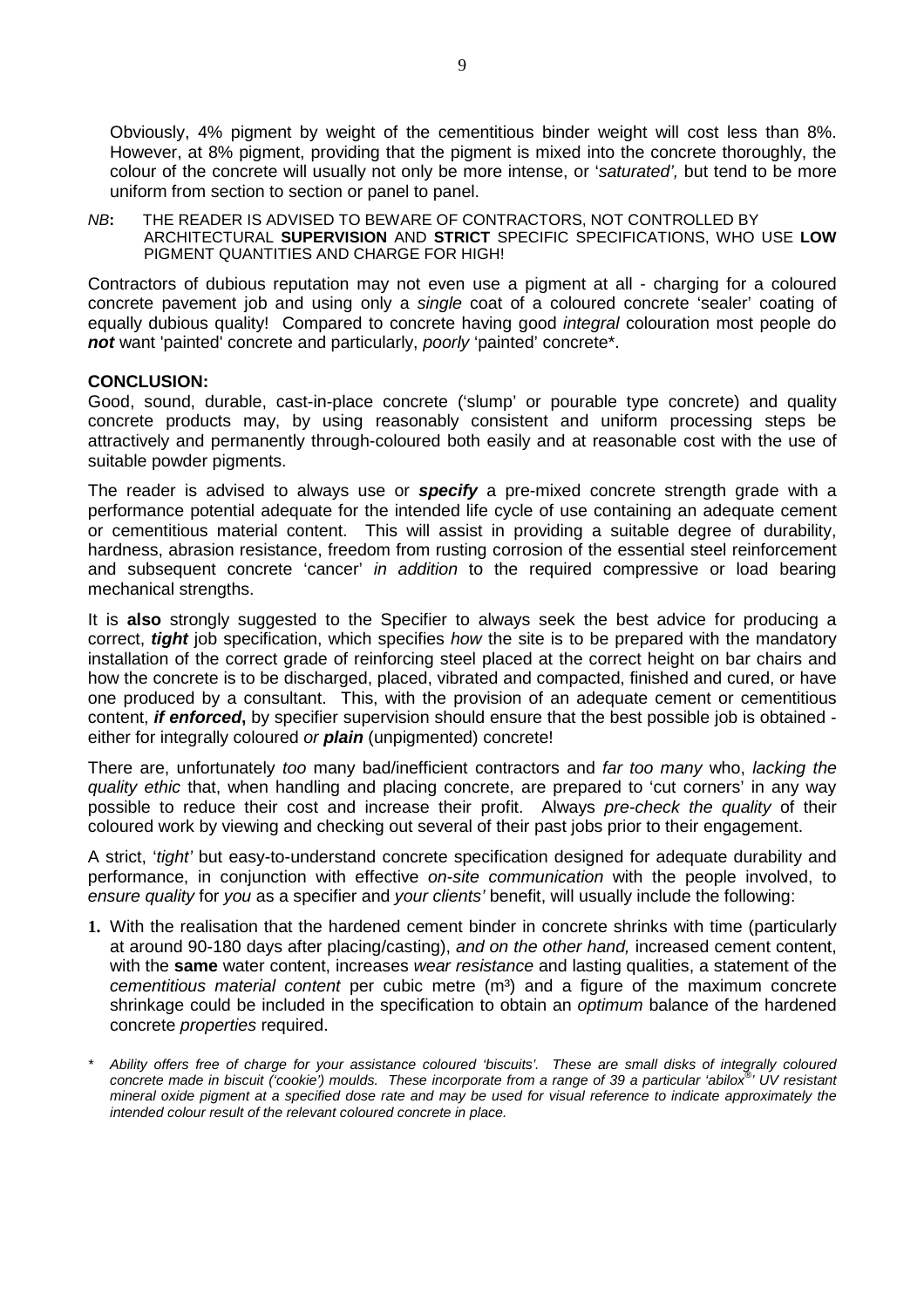Obviously, 4% pigment by weight of the cementitious binder weight will cost less than 8%. However, at 8% pigment, providing that the pigment is mixed into the concrete thoroughly, the colour of the concrete will usually not only be more intense, or '*saturated',* but tend to be more uniform from section to section or panel to panel.

*NB*: THE READER IS ADVISED TO BEWARE OF CONTRACTORS, NOT CONTROLLED BY ARCHITECTURAL **SUPERVISION** AND **STRICT** SPECIFIC SPECIFICATIONS, WHO USE **LOW** PIGMENT QUANTITIES AND CHARGE FOR HIGH!

Contractors of dubious reputation may not even use a pigment at all - charging for a coloured concrete pavement job and using only a *single* coat of a coloured concrete 'sealer' coating of equally dubious quality! Compared to concrete having good *integral* colouration most people do ***not*** want 'painted' concrete and particularly, *poorly* 'painted' concrete*.

**CONCLUSION:**

Good, sound, durable, cast-in-place concrete ('slump' or pourable type concrete) and quality concrete products may, by using reasonably consistent and uniform processing steps be attractively and permanently through-coloured both easily and at reasonable cost with the use of suitable powder pigments.

The reader is advised to always use or ***specify*** a pre-mixed concrete strength grade with a performance potential adequate for the intended life cycle of use containing an adequate cement or cementitious material content. This will assist in providing a suitable degree of durability, hardness, abrasion resistance, freedom from rusting corrosion of the essential steel reinforcement and subsequent concrete 'cancer' *in addition* to the required compressive or load bearing mechanical strengths.

It is **also** strongly suggested to the Specifier to always seek the best advice for producing a correct, ***tight*** job specification, which specifies *how* the site is to be prepared with the mandatory installation of the correct grade of reinforcing steel placed at the correct height on bar chairs and how the concrete is to be discharged, placed, vibrated and compacted, finished and cured, or have one produced by a consultant. This, with the provision of an adequate cement or cementitious content, ***if enforced*****,** by specifier supervision should ensure that the best possible job is obtained - either for integrally coloured *or* ***plain*** (unpigmented) concrete!

There are, unfortunately *too* many bad/inefficient contractors and *far too many* who, *lacking the quality ethic* that, when handling and placing concrete, are prepared to 'cut corners' in any way possible to reduce their cost and increase their profit. Always *pre-check the quality* of their coloured work by viewing and checking out several of their past jobs prior to their engagement.

A strict, '*tight'* but easy-to-understand concrete specification designed for adequate durability and performance, in conjunction with effective *on-site communication* with the people involved, to *ensure quality* for *you* as a specifier and *your clients'* benefit, will usually include the following:

**1.** With the realisation that the hardened cement binder in concrete shrinks with time (particularly at around 90-180 days after placing/casting), *and on the other hand,* increased cement content, with the **same** water content, increases *wear resistance* and lasting qualities, a statement of the *cementitious material content* per cubic metre ($m^3$) and a figure of the maximum concrete shrinkage could be included in the specification to obtain an *optimum* balance of the hardened concrete *properties* required.

\* *Ability offers free of charge for your assistance coloured 'biscuits'. These are small disks of integrally coloured concrete made in biscuit ('cookie') moulds. These incorporate from a range of 39 a particular 'abilox®' UV resistant mineral oxide pigment at a specified dose rate and may be used for visual reference to indicate approximately the intended colour result of the relevant coloured concrete in place.*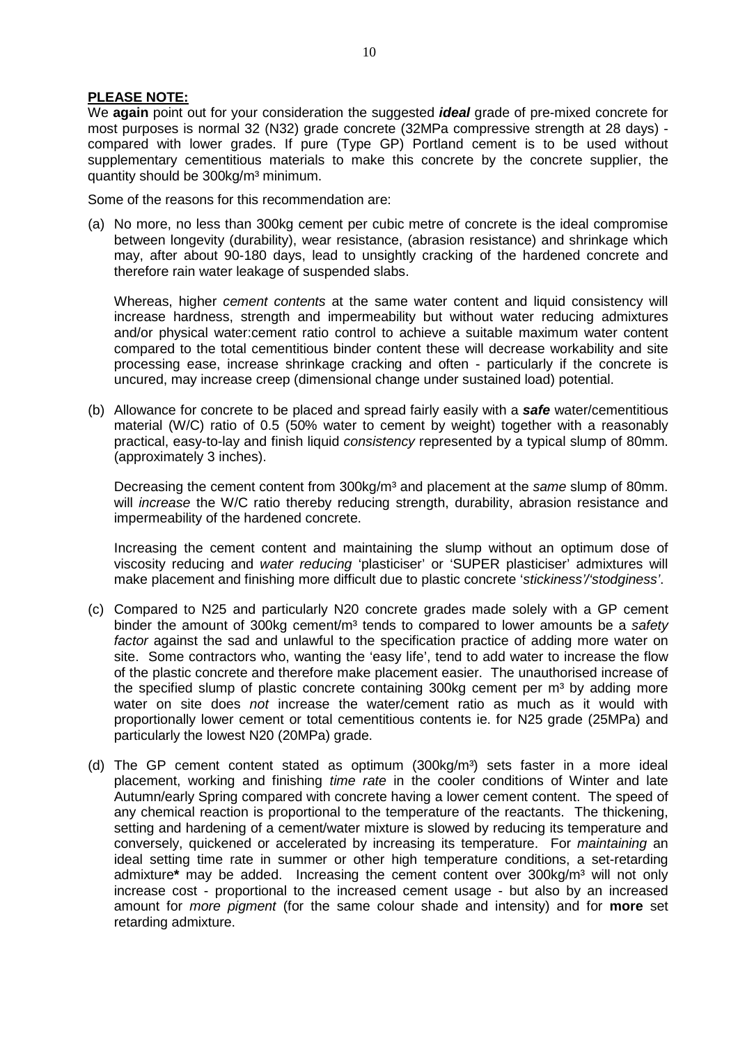**PLEASE NOTE:**

We **again** point out for your consideration the suggested ***ideal*** grade of pre-mixed concrete for most purposes is normal 32 (N32) grade concrete (32MPa compressive strength at 28 days) - compared with lower grades. If pure (Type GP) Portland cement is to be used without supplementary cementitious materials to make this concrete by the concrete supplier, the quantity should be 300kg/m³ minimum.

Some of the reasons for this recommendation are:

(a) No more, no less than 300kg cement per cubic metre of concrete is the ideal compromise between longevity (durability), wear resistance, (abrasion resistance) and shrinkage which may, after about 90-180 days, lead to unsightly cracking of the hardened concrete and therefore rain water leakage of suspended slabs.

    Whereas, higher *cement contents* at the same water content and liquid consistency will increase hardness, strength and impermeability but without water reducing admixtures and/or physical water:cement ratio control to achieve a suitable maximum water content compared to the total cementitious binder content these will decrease workability and site processing ease, increase shrinkage cracking and often - particularly if the concrete is uncured, may increase creep (dimensional change under sustained load) potential.

(b) Allowance for concrete to be placed and spread fairly easily with a ***safe*** water/cementitious material (W/C) ratio of 0.5 (50% water to cement by weight) together with a reasonably practical, easy-to-lay and finish liquid *consistency* represented by a typical slump of 80mm. (approximately 3 inches).

    Decreasing the cement content from 300kg/m³ and placement at the *same* slump of 80mm. will *increase* the W/C ratio thereby reducing strength, durability, abrasion resistance and impermeability of the hardened concrete.

    Increasing the cement content and maintaining the slump without an optimum dose of viscosity reducing and *water reducing* 'plasticiser' or 'SUPER plasticiser' admixtures will make placement and finishing more difficult due to plastic concrete '*stickiness*'/'*stodginess*'.

(c) Compared to N25 and particularly N20 concrete grades made solely with a GP cement binder the amount of 300kg cement/m³ tends to compared to lower amounts be a *safety factor* against the sad and unlawful to the specification practice of adding more water on site. Some contractors who, wanting the 'easy life', tend to add water to increase the flow of the plastic concrete and therefore make placement easier. The unauthorised increase of the specified slump of plastic concrete containing 300kg cement per m³ by adding more water on site does *not* increase the water/cement ratio as much as it would with proportionally lower cement or total cementitious contents ie. for N25 grade (25MPa) and particularly the lowest N20 (20MPa) grade.

(d) The GP cement content stated as optimum (300kg/m³) sets faster in a more ideal placement, working and finishing *time rate* in the cooler conditions of Winter and late Autumn/early Spring compared with concrete having a lower cement content. The speed of any chemical reaction is proportional to the temperature of the reactants. The thickening, setting and hardening of a cement/water mixture is slowed by reducing its temperature and conversely, quickened or accelerated by increasing its temperature. For *maintaining* an ideal setting time rate in summer or other high temperature conditions, a set-retarding admixture**\*** may be added. Increasing the cement content over 300kg/m³ will not only increase cost - proportional to the increased cement usage - but also by an increased amount for *more pigment* (for the same colour shade and intensity) and for **more** set retarding admixture.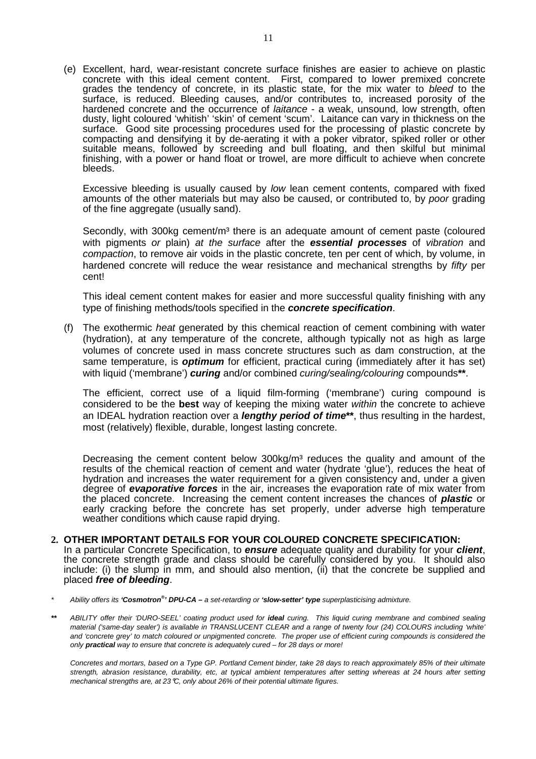(e) Excellent, hard, wear-resistant concrete surface finishes are easier to achieve on plastic concrete with this ideal cement content. First, compared to lower premixed concrete grades the tendency of concrete, in its plastic state, for the mix water to *bleed* to the surface, is reduced. Bleeding causes, and/or contributes to, increased porosity of the hardened concrete and the occurrence of *laitance* - a weak, unsound, low strength, often dusty, light coloured 'whitish' 'skin' of cement 'scum'. Laitance can vary in thickness on the surface. Good site processing procedures used for the processing of plastic concrete by compacting and densifying it by de-aerating it with a poker vibrator, spiked roller or other suitable means, followed by screeding and bull floating, and then skilful but minimal finishing, with a power or hand float or trowel, are more difficult to achieve when concrete bleeds.

Excessive bleeding is usually caused by *low* lean cement contents, compared with fixed amounts of the other materials but may also be caused, or contributed to, by *poor* grading of the fine aggregate (usually sand).

Secondly, with 300kg cement/m³ there is an adequate amount of cement paste (coloured with pigments *or* plain) *at the surface* after the ***essential processes*** of *vibration* and *compaction*, to remove air voids in the plastic concrete, ten per cent of which, by volume, in hardened concrete will reduce the wear resistance and mechanical strengths by *fifty* per cent!

This ideal cement content makes for easier and more successful quality finishing with any type of finishing methods/tools specified in the ***concrete specification***.

(f) The exothermic *heat* generated by this chemical reaction of cement combining with water (hydration), at any temperature of the concrete, although typically not as high as large volumes of concrete used in mass concrete structures such as dam construction, at the same temperature, is ***optimum*** for efficient, practical curing (immediately after it has set) with liquid ('membrane') ***curing*** and/or combined *curing/sealing/colouring* compounds**.

The efficient, correct use of a liquid film-forming ('membrane') curing compound is considered to be the **best** way of keeping the mixing water *within* the concrete to achieve an IDEAL hydration reaction over a ***lengthy period of time*****, thus resulting in the hardest, most (relatively) flexible, durable, longest lasting concrete.

Decreasing the cement content below 300kg/m³ reduces the quality and amount of the results of the chemical reaction of cement and water (hydrate 'glue'), reduces the heat of hydration and increases the water requirement for a given consistency and, under a given degree of ***evaporative forces*** in the air, increases the evaporation rate of mix water from the placed concrete. Increasing the cement content increases the chances of ***plastic*** or early cracking before the concrete has set properly, under adverse high temperature weather conditions which cause rapid drying.

## 2. OTHER IMPORTANT DETAILS FOR YOUR COLOURED CONCRETE SPECIFICATION:

In a particular Concrete Specification, to ***ensure*** adequate quality and durability for your ***client***, the concrete strength grade and class should be carefully considered by you. It should also include: (i) the slump in mm, and should also mention, (ii) that the concrete be supplied and placed ***free of bleeding***.

\* *Ability offers its **'Cosmotron®' DPU-CA –** a set-retarding or **'slow-setter' type** superplasticising admixture.*

** *ABILITY offer their 'DURO-SEEL' coating product used for **ideal** curing. This liquid curing membrane and combined sealing material ('same-day sealer') is available in TRANSLUCENT CLEAR and a range of twenty four (24) COLOURS including 'white' and 'concrete grey' to match coloured or unpigmented concrete. The proper use of efficient curing compounds is considered the only **practical** way to ensure that concrete is adequately cured – for 28 days or more!*

*Concretes and mortars, based on a Type GP. Portland Cement binder, take 28 days to reach approximately 85% of their ultimate strength, abrasion resistance, durability, etc, at typical ambient temperatures after setting whereas at 24 hours after setting mechanical strengths are, at 23°C, only about 26% of their potential ultimate figures.*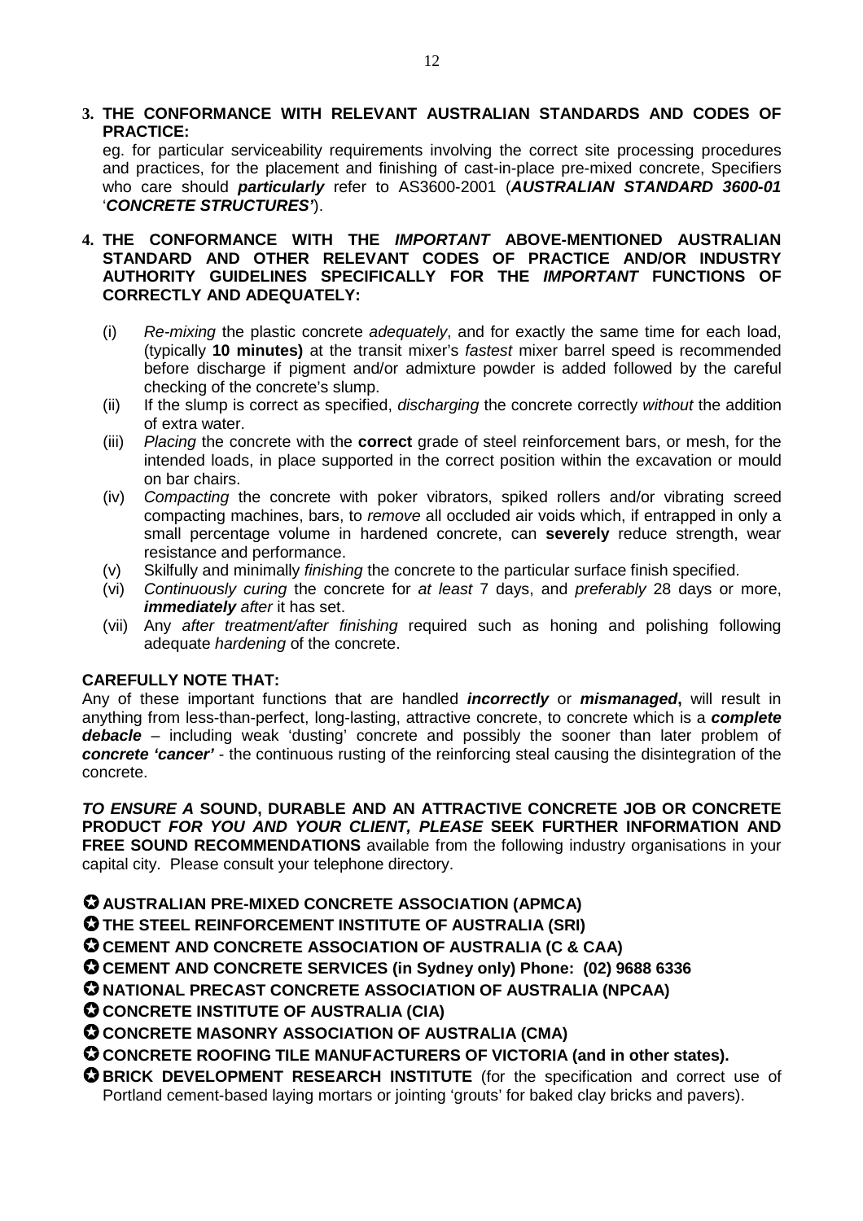**3. THE CONFORMANCE WITH RELEVANT AUSTRALIAN STANDARDS AND CODES OF PRACTICE:**

eg. for particular serviceability requirements involving the correct site processing procedures and practices, for the placement and finishing of cast-in-place pre-mixed concrete, Specifiers who care should ***particularly*** refer to AS3600-2001 (***AUSTRALIAN STANDARD 3600-01*** '***CONCRETE STRUCTURES'***).

**4. THE CONFORMANCE WITH THE *IMPORTANT* ABOVE-MENTIONED AUSTRALIAN STANDARD AND OTHER RELEVANT CODES OF PRACTICE AND/OR INDUSTRY AUTHORITY GUIDELINES SPECIFICALLY FOR THE *IMPORTANT* FUNCTIONS OF CORRECTLY AND ADEQUATELY:**

(i) *Re-mixing* the plastic concrete *adequately*, and for exactly the same time for each load, (typically **10 minutes)** at the transit mixer's *fastest* mixer barrel speed is recommended before discharge if pigment and/or admixture powder is added followed by the careful checking of the concrete's slump.

(ii) If the slump is correct as specified, *discharging* the concrete correctly *without* the addition of extra water.

(iii) *Placing* the concrete with the **correct** grade of steel reinforcement bars, or mesh, for the intended loads, in place supported in the correct position within the excavation or mould on bar chairs.

(iv) *Compacting* the concrete with poker vibrators, spiked rollers and/or vibrating screed compacting machines, bars, to *remove* all occluded air voids which, if entrapped in only a small percentage volume in hardened concrete, can **severely** reduce strength, wear resistance and performance.

(v) Skilfully and minimally *finishing* the concrete to the particular surface finish specified.

(vi) *Continuously curing* the concrete for *at least* 7 days, and *preferably* 28 days or more, ***immediately*** *after* it has set.

(vii) Any *after treatment/after finishing* required such as honing and polishing following adequate *hardening* of the concrete.

**CAREFULLY NOTE THAT:**

Any of these important functions that are handled ***incorrectly*** or ***mismanaged*****,** will result in anything from less-than-perfect, long-lasting, attractive concrete, to concrete which is a ***complete debacle*** – including weak 'dusting' concrete and possibly the sooner than later problem of ***concrete 'cancer'*** - the continuous rusting of the reinforcing steal causing the disintegration of the concrete.

***TO ENSURE A*** **SOUND, DURABLE AND AN ATTRACTIVE CONCRETE JOB OR CONCRETE PRODUCT *FOR YOU AND YOUR CLIENT, PLEASE* SEEK FURTHER INFORMATION AND FREE SOUND RECOMMENDATIONS** available from the following industry organisations in your capital city. Please consult your telephone directory.

- **AUSTRALIAN PRE-MIXED CONCRETE ASSOCIATION (APMCA)**
- **THE STEEL REINFORCEMENT INSTITUTE OF AUSTRALIA (SRI)**
- **CEMENT AND CONCRETE ASSOCIATION OF AUSTRALIA (C & CAA)**
- **CEMENT AND CONCRETE SERVICES (in Sydney only) Phone: (02) 9688 6336**
- **NATIONAL PRECAST CONCRETE ASSOCIATION OF AUSTRALIA (NPCAA)**
- **CONCRETE INSTITUTE OF AUSTRALIA (CIA)**
- **CONCRETE MASONRY ASSOCIATION OF AUSTRALIA (CMA)**
- **CONCRETE ROOFING TILE MANUFACTURERS OF VICTORIA (and in other states).**
- **BRICK DEVELOPMENT RESEARCH INSTITUTE** (for the specification and correct use of Portland cement-based laying mortars or jointing 'grouts' for baked clay bricks and pavers).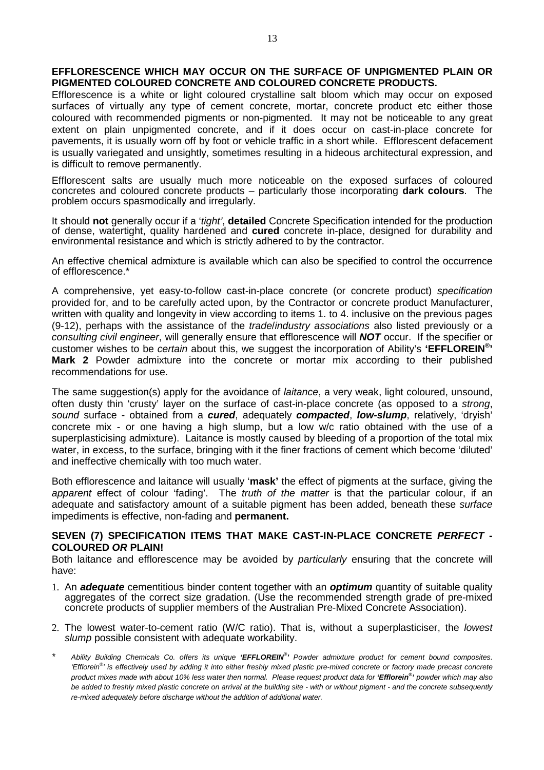**EFFLORESCENCE WHICH MAY OCCUR ON THE SURFACE OF UNPIGMENTED PLAIN OR PIGMENTED COLOURED CONCRETE AND COLOURED CONCRETE PRODUCTS.**

Efflorescence is a white or light coloured crystalline salt bloom which may occur on exposed surfaces of virtually any type of cement concrete, mortar, concrete product etc either those coloured with recommended pigments or non-pigmented. It may not be noticeable to any great extent on plain unpigmented concrete, and if it does occur on cast-in-place concrete for pavements, it is usually worn off by foot or vehicle traffic in a short while. Efflorescent defacement is usually variegated and unsightly, sometimes resulting in a hideous architectural expression, and is difficult to remove permanently.

Efflorescent salts are usually much more noticeable on the exposed surfaces of coloured concretes and coloured concrete products – particularly those incorporating **dark colours**. The problem occurs spasmodically and irregularly.

It should **not** generally occur if a '*tight'*, **detailed** Concrete Specification intended for the production of dense, watertight, quality hardened and **cured** concrete in-place, designed for durability and environmental resistance and which is strictly adhered to by the contractor.

An effective chemical admixture is available which can also be specified to control the occurrence of efflorescence.*

A comprehensive, yet easy-to-follow cast-in-place concrete (or concrete product) *specification* provided for, and to be carefully acted upon, by the Contractor or concrete product Manufacturer, written with quality and longevity in view according to items 1. to 4. inclusive on the previous pages (9-12), perhaps with the assistance of the *trade/industry associations* also listed previously or a *consulting civil engineer*, will generally ensure that efflorescence will ***NOT*** occur. If the specifier or customer wishes to be *certain* about this, we suggest the incorporation of Ability's **'EFFLOREIN®' Mark 2** Powder admixture into the concrete or mortar mix according to their published recommendations for use.

The same suggestion(s) apply for the avoidance of *laitance*, a very weak, light coloured, unsound, often dusty thin 'crusty' layer on the surface of cast-in-place concrete (as opposed to a *strong*, *sound* surface - obtained from a ***cured***, adequately ***compacted***, ***low-slump***, relatively, 'dryish' concrete mix - or one having a high slump, but a low w/c ratio obtained with the use of a superplasticising admixture). Laitance is mostly caused by bleeding of a proportion of the total mix water, in excess, to the surface, bringing with it the finer fractions of cement which become 'diluted' and ineffective chemically with too much water.

Both efflorescence and laitance will usually '**mask'** the effect of pigments at the surface, giving the *apparent* effect of colour 'fading'. The *truth of the matter* is that the particular colour, if an adequate and satisfactory amount of a suitable pigment has been added, beneath these *surface* impediments is effective, non-fading and **permanent.**

## SEVEN (7) SPECIFICATION ITEMS THAT MAKE CAST-IN-PLACE CONCRETE *PERFECT* - COLOURED *OR* PLAIN!

Both laitance and efflorescence may be avoided by *particularly* ensuring that the concrete will have:

1. An ***adequate*** cementitious binder content together with an ***optimum*** quantity of suitable quality aggregates of the correct size gradation. (Use the recommended strength grade of pre-mixed concrete products of supplier members of the Australian Pre-Mixed Concrete Association).
2. The lowest water-to-cement ratio (W/C ratio). That is, without a superplasticiser, the *lowest slump* possible consistent with adequate workability.

\* *Ability Building Chemicals Co. offers its unique **'EFFLOREIN®'** Powder admixture product for cement bound composites. 'Efflorein®' is effectively used by adding it into either freshly mixed plastic pre-mixed concrete or factory made precast concrete product mixes made with about 10% less water then normal. Please request product data for **'Efflorein®'** powder which may also be added to freshly mixed plastic concrete on arrival at the building site - with or without pigment - and the concrete subsequently re-mixed adequately before discharge without the addition of additional water.*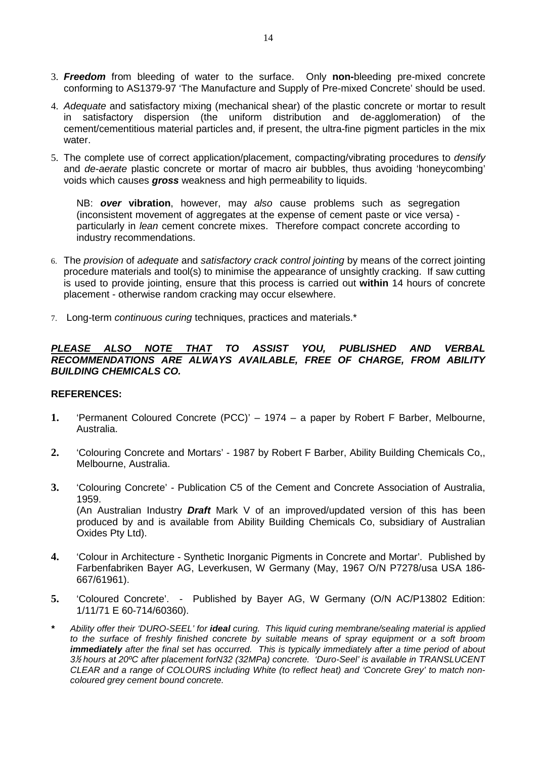3. ***Freedom*** from bleeding of water to the surface. Only **non-**bleeding pre-mixed concrete conforming to AS1379-97 'The Manufacture and Supply of Pre-mixed Concrete' should be used.

4. *Adequate* and satisfactory mixing (mechanical shear) of the plastic concrete or mortar to result in satisfactory dispersion (the uniform distribution and de-agglomeration) of the cement/cementitious material particles and, if present, the ultra-fine pigment particles in the mix water.

5. The complete use of correct application/placement, compacting/vibrating procedures to *densify* and *de-aerate* plastic concrete or mortar of macro air bubbles, thus avoiding 'honeycombing' voids which causes ***gross*** weakness and high permeability to liquids.

   NB: ***over* vibration**, however, may *also* cause problems such as segregation (inconsistent movement of aggregates at the expense of cement paste or vice versa) - particularly in *lean* cement concrete mixes. Therefore compact concrete according to industry recommendations.

6. The *provision* of *adequate* and *satisfactory crack control jointing* by means of the correct jointing procedure materials and tool(s) to minimise the appearance of unsightly cracking. If saw cutting is used to provide jointing, ensure that this process is carried out **within** 14 hours of concrete placement - otherwise random cracking may occur elsewhere.

7. Long-term *continuous curing* techniques, practices and materials.*

***PLEASE ALSO NOTE THAT*** ***TO ASSIST YOU, PUBLISHED AND VERBAL RECOMMENDATIONS ARE ALWAYS AVAILABLE, FREE OF CHARGE, FROM ABILITY BUILDING CHEMICALS CO.***

**REFERENCES:**

**1.** 'Permanent Coloured Concrete (PCC)' – 1974 – a paper by Robert F Barber, Melbourne, Australia.

**2.** 'Colouring Concrete and Mortars' - 1987 by Robert F Barber, Ability Building Chemicals Co,, Melbourne, Australia.

**3.** 'Colouring Concrete' - Publication C5 of the Cement and Concrete Association of Australia, 1959.
(An Australian Industry ***Draft*** Mark V of an improved/updated version of this has been produced by and is available from Ability Building Chemicals Co, subsidiary of Australian Oxides Pty Ltd).

**4.** 'Colour in Architecture - Synthetic Inorganic Pigments in Concrete and Mortar'. Published by Farbenfabriken Bayer AG, Leverkusen, W Germany (May, 1967 O/N P7278/usa USA 186-667/61961).

**5.** 'Coloured Concrete'. - Published by Bayer AG, W Germany (O/N AC/P13802 Edition: 1/11/71 E 60-714/60360).

**\*** *Ability offer their 'DURO-SEEL' for **ideal** curing. This liquid curing membrane/sealing material is applied to the surface of freshly finished concrete by suitable means of spray equipment or a soft broom **immediately** after the final set has occurred. This is typically immediately after a time period of about 3½ hours at 20ºC after placement forN32 (32MPa) concrete. 'Duro-Seel' is available in TRANSLUCENT CLEAR and a range of COLOURS including White (to reflect heat) and 'Concrete Grey' to match non-coloured grey cement bound concrete.*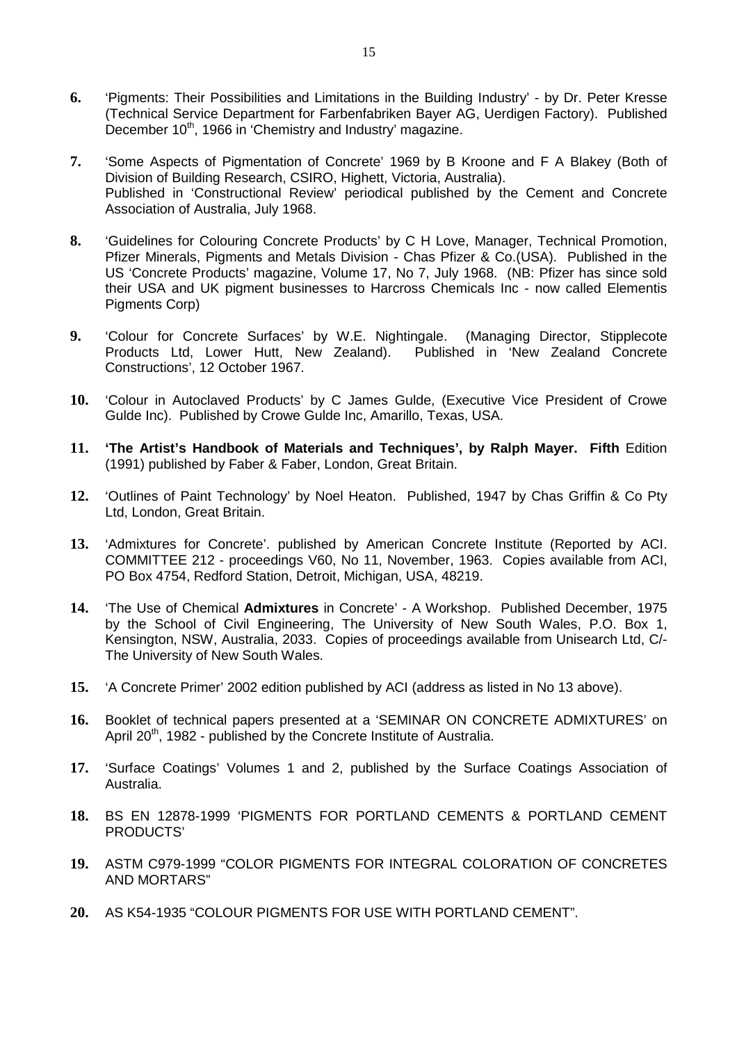**6.** 'Pigments: Their Possibilities and Limitations in the Building Industry' - by Dr. Peter Kresse (Technical Service Department for Farbenfabriken Bayer AG, Uerdigen Factory). Published December 10th, 1966 in 'Chemistry and Industry' magazine.

**7.** 'Some Aspects of Pigmentation of Concrete' 1969 by B Kroone and F A Blakey (Both of Division of Building Research, CSIRO, Highett, Victoria, Australia). Published in 'Constructional Review' periodical published by the Cement and Concrete Association of Australia, July 1968.

**8.** 'Guidelines for Colouring Concrete Products' by C H Love, Manager, Technical Promotion, Pfizer Minerals, Pigments and Metals Division - Chas Pfizer & Co.(USA). Published in the US 'Concrete Products' magazine, Volume 17, No 7, July 1968. (NB: Pfizer has since sold their USA and UK pigment businesses to Harcross Chemicals Inc - now called Elementis Pigments Corp)

**9.** 'Colour for Concrete Surfaces' by W.E. Nightingale. (Managing Director, Stipplecote Products Ltd, Lower Hutt, New Zealand). Published in 'New Zealand Concrete Constructions', 12 October 1967.

**10.** 'Colour in Autoclaved Products' by C James Gulde, (Executive Vice President of Crowe Gulde Inc). Published by Crowe Gulde Inc, Amarillo, Texas, USA.

**11.** **'The Artist's Handbook of Materials and Techniques', by Ralph Mayer. Fifth** Edition (1991) published by Faber & Faber, London, Great Britain.

**12.** 'Outlines of Paint Technology' by Noel Heaton. Published, 1947 by Chas Griffin & Co Pty Ltd, London, Great Britain.

**13.** 'Admixtures for Concrete'. published by American Concrete Institute (Reported by ACI. COMMITTEE 212 - proceedings V60, No 11, November, 1963. Copies available from ACI, PO Box 4754, Redford Station, Detroit, Michigan, USA, 48219.

**14.** 'The Use of Chemical **Admixtures** in Concrete' - A Workshop. Published December, 1975 by the School of Civil Engineering, The University of New South Wales, P.O. Box 1, Kensington, NSW, Australia, 2033. Copies of proceedings available from Unisearch Ltd, C/- The University of New South Wales.

**15.** 'A Concrete Primer' 2002 edition published by ACI (address as listed in No 13 above).

**16.** Booklet of technical papers presented at a 'SEMINAR ON CONCRETE ADMIXTURES' on April 20th, 1982 - published by the Concrete Institute of Australia.

**17.** 'Surface Coatings' Volumes 1 and 2, published by the Surface Coatings Association of Australia.

**18.** BS EN 12878-1999 'PIGMENTS FOR PORTLAND CEMENTS & PORTLAND CEMENT PRODUCTS'

**19.** ASTM C979-1999 "COLOR PIGMENTS FOR INTEGRAL COLORATION OF CONCRETES AND MORTARS"

**20.** AS K54-1935 "COLOUR PIGMENTS FOR USE WITH PORTLAND CEMENT".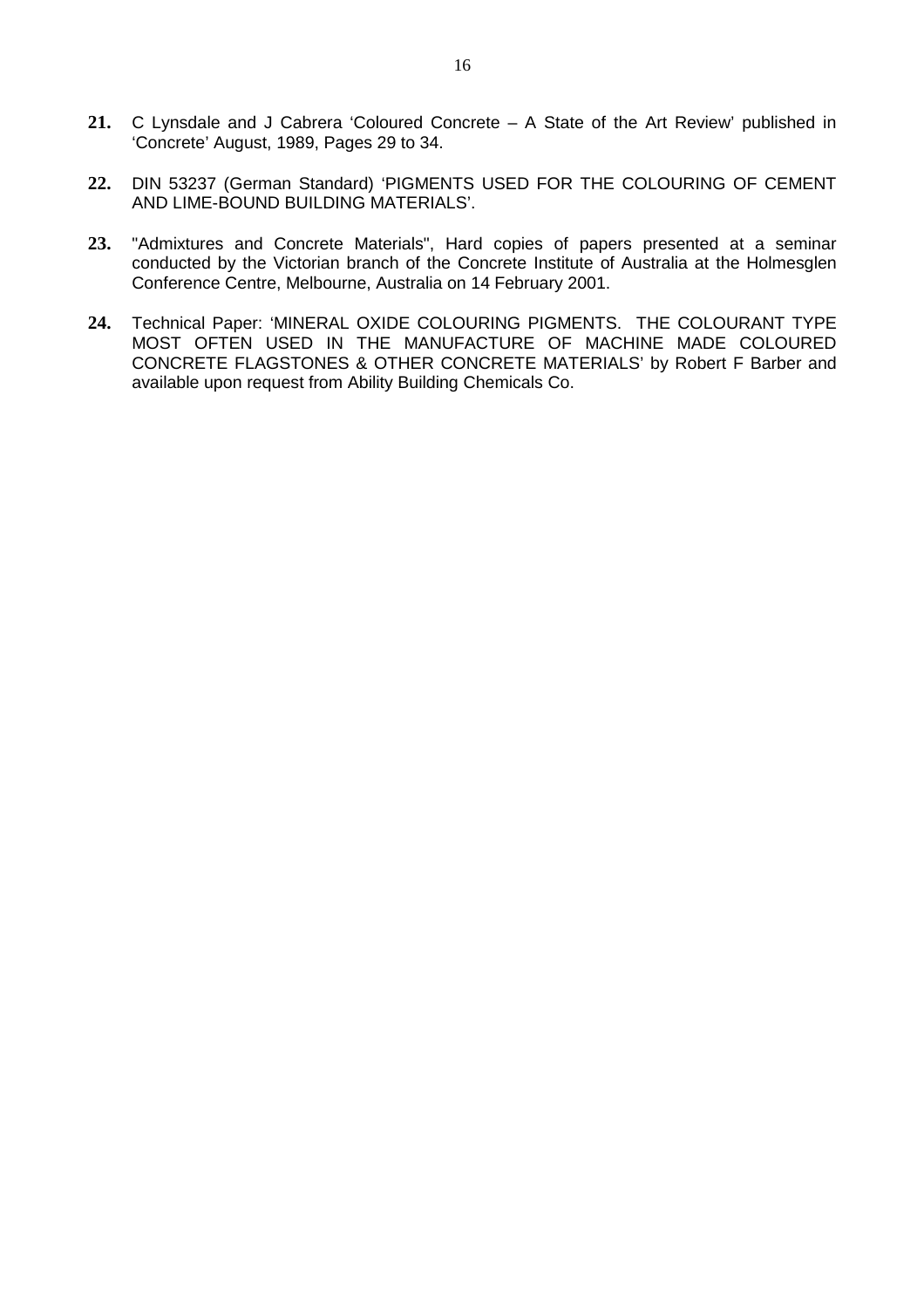**21.** C Lynsdale and J Cabrera 'Coloured Concrete – A State of the Art Review' published in 'Concrete' August, 1989, Pages 29 to 34.

**22.** DIN 53237 (German Standard) 'PIGMENTS USED FOR THE COLOURING OF CEMENT AND LIME-BOUND BUILDING MATERIALS'.

**23.** "Admixtures and Concrete Materials", Hard copies of papers presented at a seminar conducted by the Victorian branch of the Concrete Institute of Australia at the Holmesglen Conference Centre, Melbourne, Australia on 14 February 2001.

**24.** Technical Paper: 'MINERAL OXIDE COLOURING PIGMENTS. THE COLOURANT TYPE MOST OFTEN USED IN THE MANUFACTURE OF MACHINE MADE COLOURED CONCRETE FLAGSTONES & OTHER CONCRETE MATERIALS' by Robert F Barber and available upon request from Ability Building Chemicals Co.